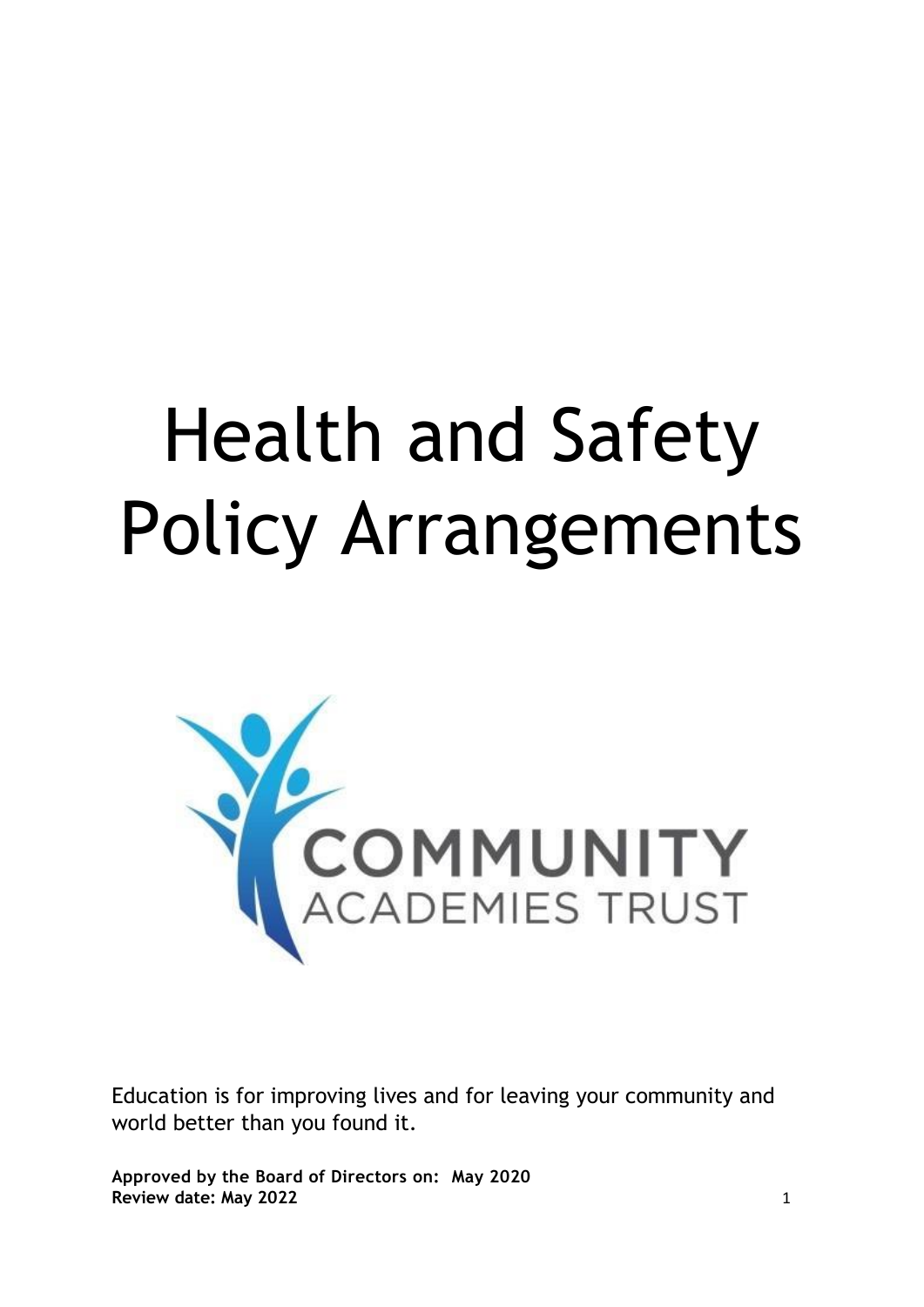# Health and Safety Policy Arrangements

COMMUNITY
ACADEMIES TRUST

Education is for improving lives and for leaving your community and world better than you found it.

**Approved by the Board of Directors on: May 2020**
**Review date: May 2022**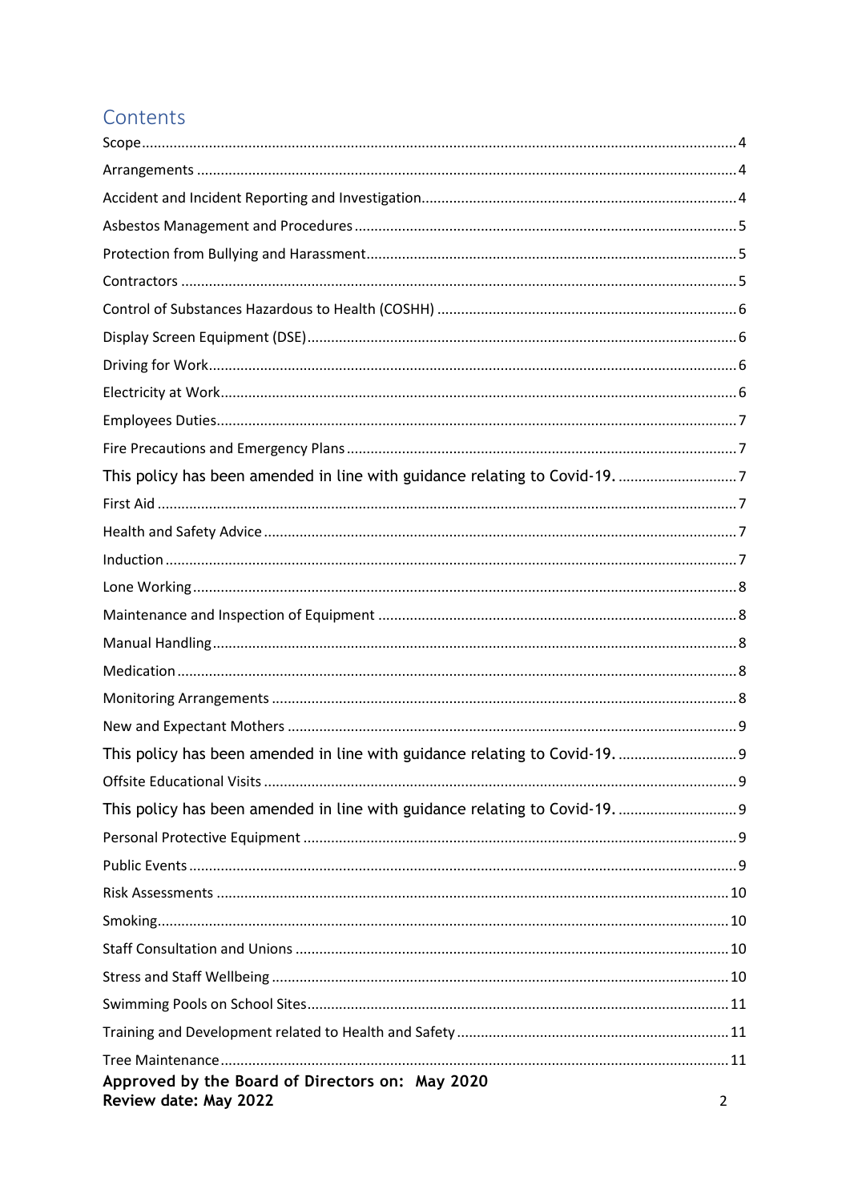## Contents

Scope ..... 4
Arrangements ..... 4
Accident and Incident Reporting and Investigation ..... 4
Asbestos Management and Procedures ..... 5
Protection from Bullying and Harassment ..... 5
Contractors ..... 5
Control of Substances Hazardous to Health (COSHH) ..... 6
Display Screen Equipment (DSE) ..... 6
Driving for Work ..... 6
Electricity at Work ..... 6
Employees Duties ..... 7
Fire Precautions and Emergency Plans ..... 7
This policy has been amended in line with guidance relating to Covid-19. ..... 7
First Aid ..... 7
Health and Safety Advice ..... 7
Induction ..... 7
Lone Working ..... 8
Maintenance and Inspection of Equipment ..... 8
Manual Handling ..... 8
Medication ..... 8
Monitoring Arrangements ..... 8
New and Expectant Mothers ..... 9
This policy has been amended in line with guidance relating to Covid-19. ..... 9
Offsite Educational Visits ..... 9
This policy has been amended in line with guidance relating to Covid-19. ..... 9
Personal Protective Equipment ..... 9
Public Events ..... 9
Risk Assessments ..... 10
Smoking ..... 10
Staff Consultation and Unions ..... 10
Stress and Staff Wellbeing ..... 10
Swimming Pools on School Sites ..... 11
Training and Development related to Health and Safety ..... 11
Tree Maintenance ..... 11

**Approved by the Board of Directors on: May 2020**
**Review date: May 2022**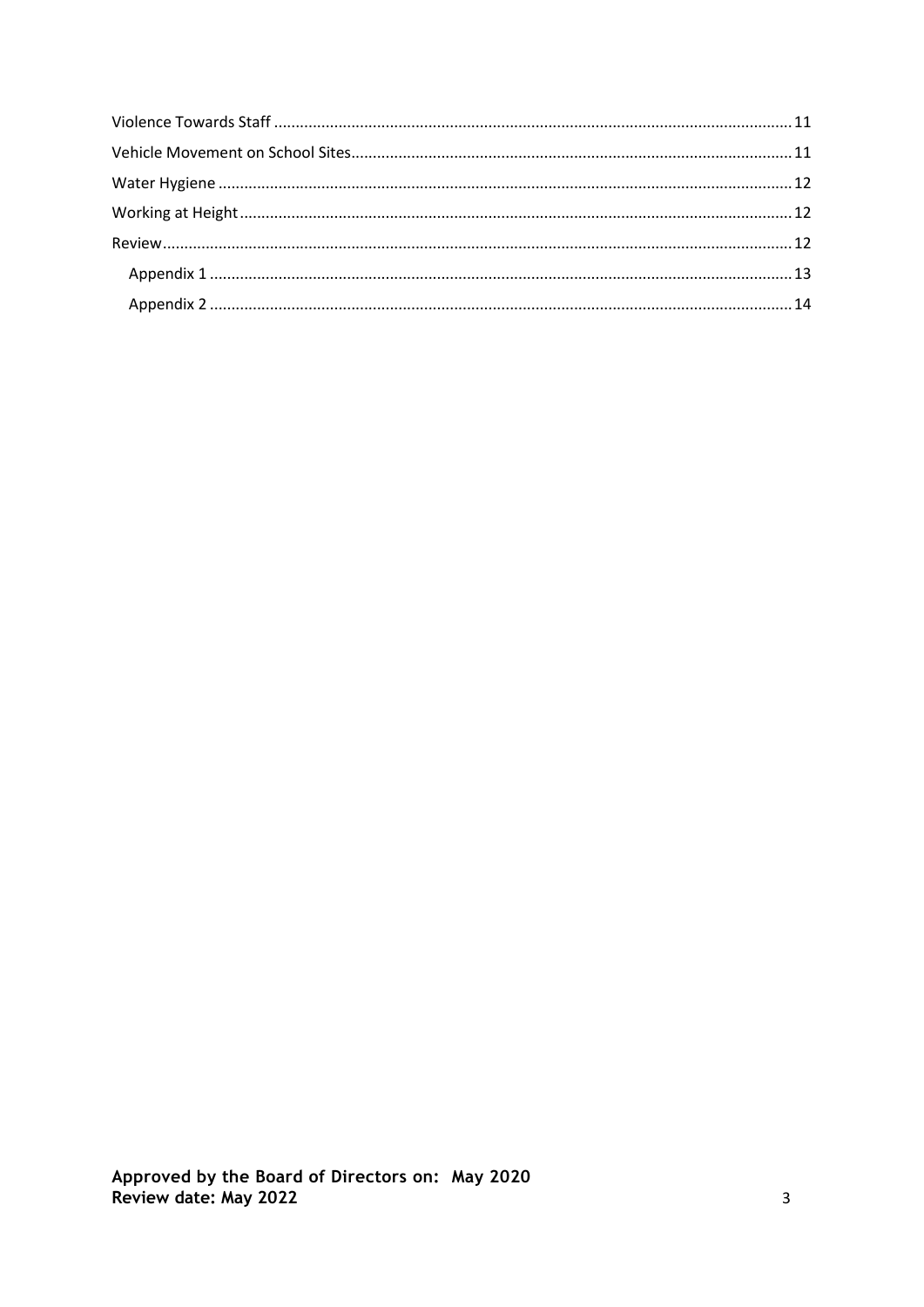Violence Towards Staff ........................................................................................................................ 11

Vehicle Movement on School Sites...................................................................................................... 11

Water Hygiene .................................................................................................................................... 12

Working at Height ............................................................................................................................... 12

Review ................................................................................................................................................. 12

- Appendix 1 ...................................................................................................................................... 13
- Appendix 2 ...................................................................................................................................... 14

**Approved by the Board of Directors on: May 2020**
**Review date: May 2022**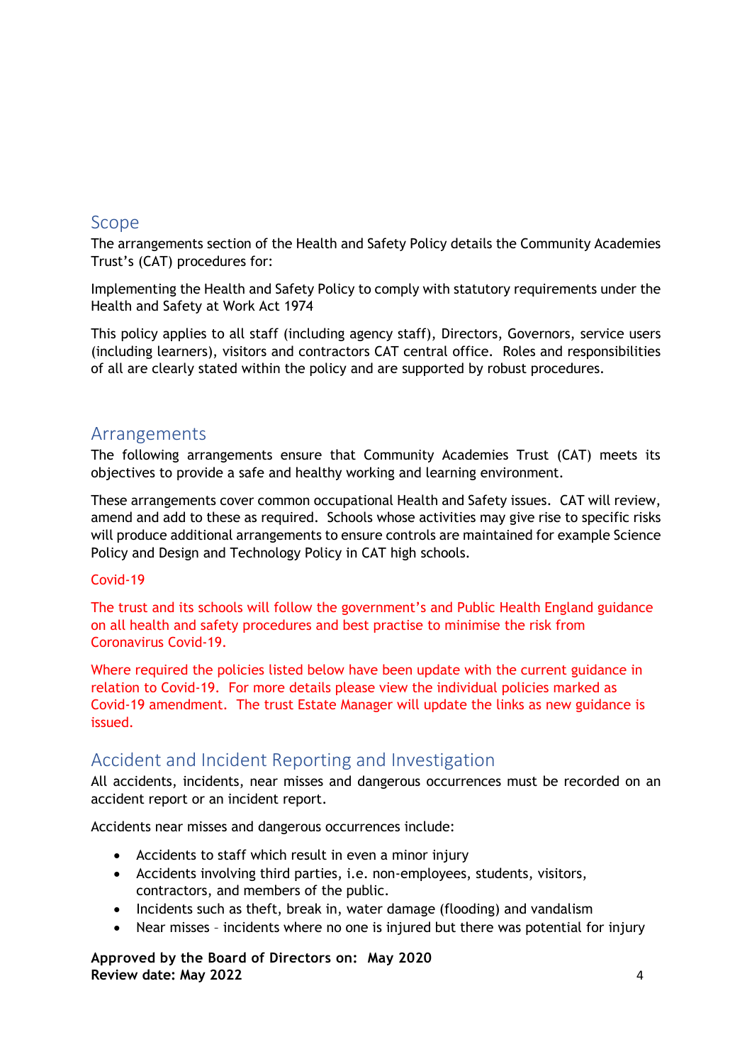## Scope

The arrangements section of the Health and Safety Policy details the Community Academies Trust's (CAT) procedures for:

Implementing the Health and Safety Policy to comply with statutory requirements under the Health and Safety at Work Act 1974

This policy applies to all staff (including agency staff), Directors, Governors, service users (including learners), visitors and contractors CAT central office. Roles and responsibilities of all are clearly stated within the policy and are supported by robust procedures.

## Arrangements

The following arrangements ensure that Community Academies Trust (CAT) meets its objectives to provide a safe and healthy working and learning environment.

These arrangements cover common occupational Health and Safety issues. CAT will review, amend and add to these as required. Schools whose activities may give rise to specific risks will produce additional arrangements to ensure controls are maintained for example Science Policy and Design and Technology Policy in CAT high schools.

Covid-19

The trust and its schools will follow the government's and Public Health England guidance on all health and safety procedures and best practise to minimise the risk from Coronavirus Covid-19.

Where required the policies listed below have been update with the current guidance in relation to Covid-19. For more details please view the individual policies marked as Covid-19 amendment. The trust Estate Manager will update the links as new guidance is issued.

## Accident and Incident Reporting and Investigation

All accidents, incidents, near misses and dangerous occurrences must be recorded on an accident report or an incident report.

Accidents near misses and dangerous occurrences include:

- Accidents to staff which result in even a minor injury
- Accidents involving third parties, i.e. non-employees, students, visitors, contractors, and members of the public.
- Incidents such as theft, break in, water damage (flooding) and vandalism
- Near misses – incidents where no one is injured but there was potential for injury

**Approved by the Board of Directors on: May 2020**
**Review date: May 2022**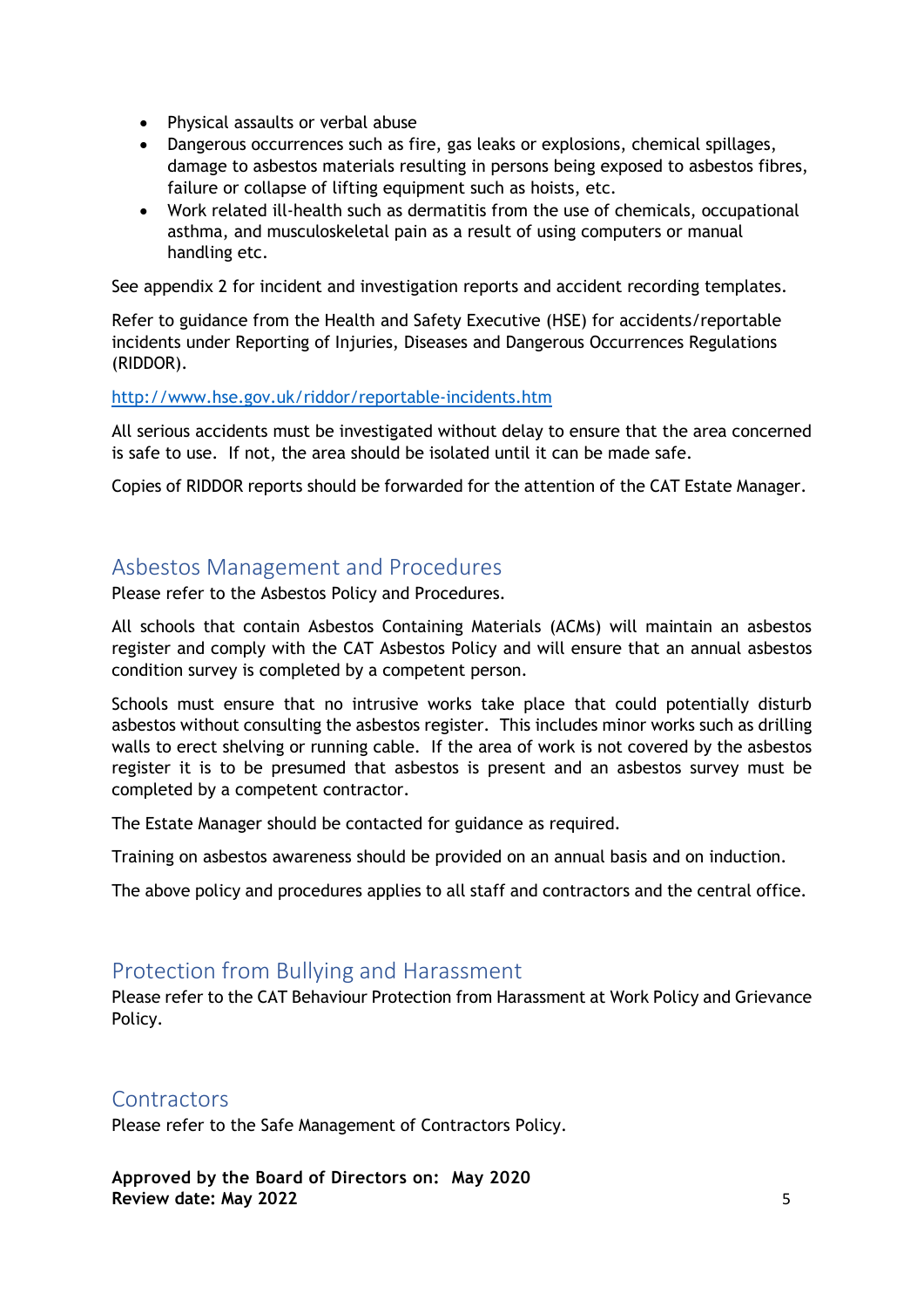- Physical assaults or verbal abuse
- Dangerous occurrences such as fire, gas leaks or explosions, chemical spillages, damage to asbestos materials resulting in persons being exposed to asbestos fibres, failure or collapse of lifting equipment such as hoists, etc.
- Work related ill-health such as dermatitis from the use of chemicals, occupational asthma, and musculoskeletal pain as a result of using computers or manual handling etc.

See appendix 2 for incident and investigation reports and accident recording templates.

Refer to guidance from the Health and Safety Executive (HSE) for accidents/reportable incidents under Reporting of Injuries, Diseases and Dangerous Occurrences Regulations (RIDDOR).

http://www.hse.gov.uk/riddor/reportable-incidents.htm

All serious accidents must be investigated without delay to ensure that the area concerned is safe to use. If not, the area should be isolated until it can be made safe.

Copies of RIDDOR reports should be forwarded for the attention of the CAT Estate Manager.

## Asbestos Management and Procedures

Please refer to the Asbestos Policy and Procedures.

All schools that contain Asbestos Containing Materials (ACMs) will maintain an asbestos register and comply with the CAT Asbestos Policy and will ensure that an annual asbestos condition survey is completed by a competent person.

Schools must ensure that no intrusive works take place that could potentially disturb asbestos without consulting the asbestos register. This includes minor works such as drilling walls to erect shelving or running cable. If the area of work is not covered by the asbestos register it is to be presumed that asbestos is present and an asbestos survey must be completed by a competent contractor.

The Estate Manager should be contacted for guidance as required.

Training on asbestos awareness should be provided on an annual basis and on induction.

The above policy and procedures applies to all staff and contractors and the central office.

## Protection from Bullying and Harassment

Please refer to the CAT Behaviour Protection from Harassment at Work Policy and Grievance Policy.

## Contractors

Please refer to the Safe Management of Contractors Policy.

**Approved by the Board of Directors on: May 2020**
**Review date: May 2022**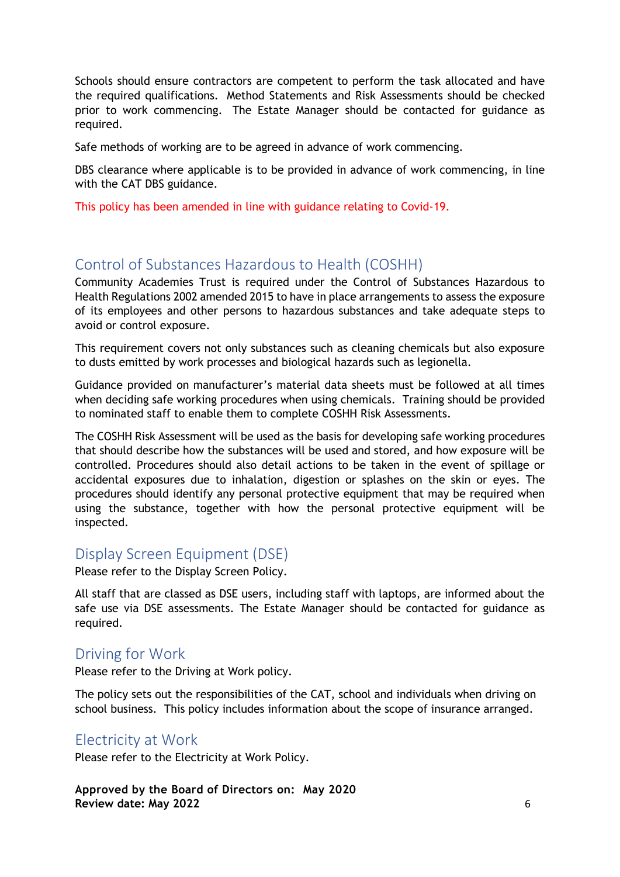Schools should ensure contractors are competent to perform the task allocated and have the required qualifications. Method Statements and Risk Assessments should be checked prior to work commencing. The Estate Manager should be contacted for guidance as required.

Safe methods of working are to be agreed in advance of work commencing.

DBS clearance where applicable is to be provided in advance of work commencing, in line with the CAT DBS guidance.

This policy has been amended in line with guidance relating to Covid-19.

## Control of Substances Hazardous to Health (COSHH)

Community Academies Trust is required under the Control of Substances Hazardous to Health Regulations 2002 amended 2015 to have in place arrangements to assess the exposure of its employees and other persons to hazardous substances and take adequate steps to avoid or control exposure.

This requirement covers not only substances such as cleaning chemicals but also exposure to dusts emitted by work processes and biological hazards such as legionella.

Guidance provided on manufacturer's material data sheets must be followed at all times when deciding safe working procedures when using chemicals. Training should be provided to nominated staff to enable them to complete COSHH Risk Assessments.

The COSHH Risk Assessment will be used as the basis for developing safe working procedures that should describe how the substances will be used and stored, and how exposure will be controlled. Procedures should also detail actions to be taken in the event of spillage or accidental exposures due to inhalation, digestion or splashes on the skin or eyes. The procedures should identify any personal protective equipment that may be required when using the substance, together with how the personal protective equipment will be inspected.

## Display Screen Equipment (DSE)

Please refer to the Display Screen Policy.

All staff that are classed as DSE users, including staff with laptops, are informed about the safe use via DSE assessments. The Estate Manager should be contacted for guidance as required.

## Driving for Work

Please refer to the Driving at Work policy.

The policy sets out the responsibilities of the CAT, school and individuals when driving on school business. This policy includes information about the scope of insurance arranged.

## Electricity at Work

Please refer to the Electricity at Work Policy.

**Approved by the Board of Directors on: May 2020**
**Review date: May 2022**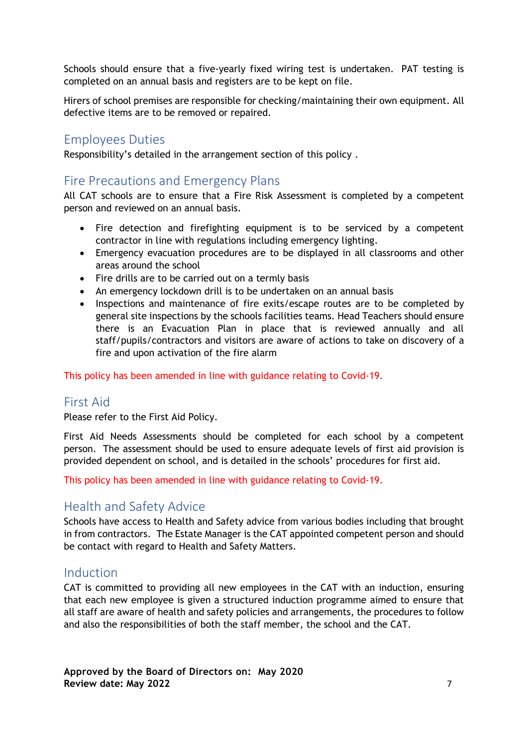Schools should ensure that a five-yearly fixed wiring test is undertaken. PAT testing is completed on an annual basis and registers are to be kept on file.

Hirers of school premises are responsible for checking/maintaining their own equipment. All defective items are to be removed or repaired.

## Employees Duties

Responsibility's detailed in the arrangement section of this policy .

## Fire Precautions and Emergency Plans

All CAT schools are to ensure that a Fire Risk Assessment is completed by a competent person and reviewed on an annual basis.

- Fire detection and firefighting equipment is to be serviced by a competent contractor in line with regulations including emergency lighting.
- Emergency evacuation procedures are to be displayed in all classrooms and other areas around the school
- Fire drills are to be carried out on a termly basis
- An emergency lockdown drill is to be undertaken on an annual basis
- Inspections and maintenance of fire exits/escape routes are to be completed by general site inspections by the schools facilities teams. Head Teachers should ensure there is an Evacuation Plan in place that is reviewed annually and all staff/pupils/contractors and visitors are aware of actions to take on discovery of a fire and upon activation of the fire alarm

This policy has been amended in line with guidance relating to Covid-19.

## First Aid

Please refer to the First Aid Policy.

First Aid Needs Assessments should be completed for each school by a competent person. The assessment should be used to ensure adequate levels of first aid provision is provided dependent on school, and is detailed in the schools' procedures for first aid.

This policy has been amended in line with guidance relating to Covid-19.

## Health and Safety Advice

Schools have access to Health and Safety advice from various bodies including that brought in from contractors. The Estate Manager is the CAT appointed competent person and should be contact with regard to Health and Safety Matters.

## Induction

CAT is committed to providing all new employees in the CAT with an induction, ensuring that each new employee is given a structured induction programme aimed to ensure that all staff are aware of health and safety policies and arrangements, the procedures to follow and also the responsibilities of both the staff member, the school and the CAT.

**Approved by the Board of Directors on: May 2020**
**Review date: May 2022**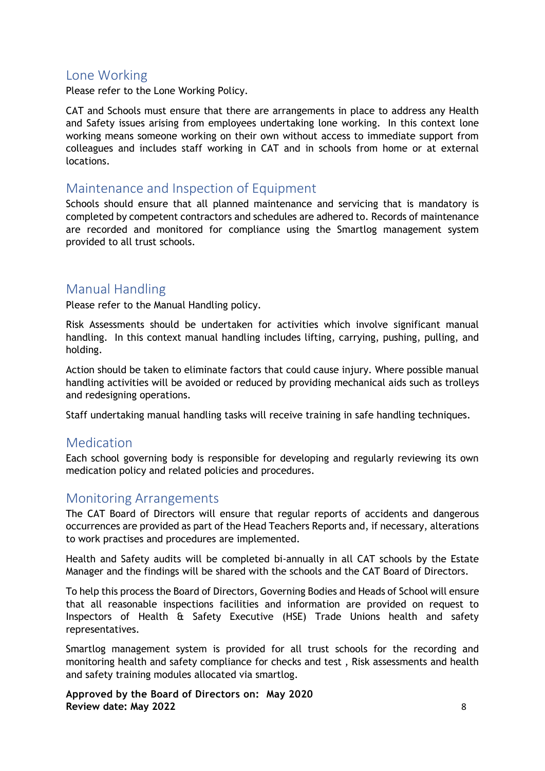## Lone Working

Please refer to the Lone Working Policy.

CAT and Schools must ensure that there are arrangements in place to address any Health and Safety issues arising from employees undertaking lone working. In this context lone working means someone working on their own without access to immediate support from colleagues and includes staff working in CAT and in schools from home or at external locations.

## Maintenance and Inspection of Equipment

Schools should ensure that all planned maintenance and servicing that is mandatory is completed by competent contractors and schedules are adhered to. Records of maintenance are recorded and monitored for compliance using the Smartlog management system provided to all trust schools.

## Manual Handling

Please refer to the Manual Handling policy.

Risk Assessments should be undertaken for activities which involve significant manual handling. In this context manual handling includes lifting, carrying, pushing, pulling, and holding.

Action should be taken to eliminate factors that could cause injury. Where possible manual handling activities will be avoided or reduced by providing mechanical aids such as trolleys and redesigning operations.

Staff undertaking manual handling tasks will receive training in safe handling techniques.

## Medication

Each school governing body is responsible for developing and regularly reviewing its own medication policy and related policies and procedures.

## Monitoring Arrangements

The CAT Board of Directors will ensure that regular reports of accidents and dangerous occurrences are provided as part of the Head Teachers Reports and, if necessary, alterations to work practises and procedures are implemented.

Health and Safety audits will be completed bi-annually in all CAT schools by the Estate Manager and the findings will be shared with the schools and the CAT Board of Directors.

To help this process the Board of Directors, Governing Bodies and Heads of School will ensure that all reasonable inspections facilities and information are provided on request to Inspectors of Health & Safety Executive (HSE) Trade Unions health and safety representatives.

Smartlog management system is provided for all trust schools for the recording and monitoring health and safety compliance for checks and test , Risk assessments and health and safety training modules allocated via smartlog.

**Approved by the Board of Directors on: May 2020**
**Review date: May 2022**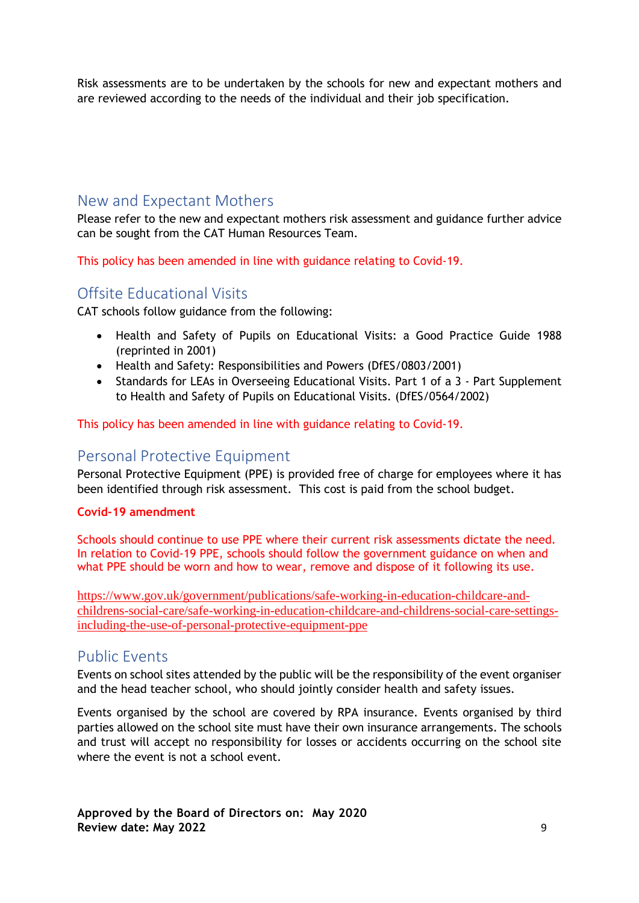Risk assessments are to be undertaken by the schools for new and expectant mothers and are reviewed according to the needs of the individual and their job specification.

## New and Expectant Mothers

Please refer to the new and expectant mothers risk assessment and guidance further advice can be sought from the CAT Human Resources Team.

This policy has been amended in line with guidance relating to Covid-19.

## Offsite Educational Visits

CAT schools follow guidance from the following:

- Health and Safety of Pupils on Educational Visits: a Good Practice Guide 1988 (reprinted in 2001)
- Health and Safety: Responsibilities and Powers (DfES/0803/2001)
- Standards for LEAs in Overseeing Educational Visits. Part 1 of a 3 - Part Supplement to Health and Safety of Pupils on Educational Visits. (DfES/0564/2002)

This policy has been amended in line with guidance relating to Covid-19.

## Personal Protective Equipment

Personal Protective Equipment (PPE) is provided free of charge for employees where it has been identified through risk assessment. This cost is paid from the school budget.

**Covid-19 amendment**

Schools should continue to use PPE where their current risk assessments dictate the need. In relation to Covid-19 PPE, schools should follow the government guidance on when and what PPE should be worn and how to wear, remove and dispose of it following its use.

https://www.gov.uk/government/publications/safe-working-in-education-childcare-and-childrens-social-care/safe-working-in-education-childcare-and-childrens-social-care-settings-including-the-use-of-personal-protective-equipment-ppe

## Public Events

Events on school sites attended by the public will be the responsibility of the event organiser and the head teacher school, who should jointly consider health and safety issues.

Events organised by the school are covered by RPA insurance. Events organised by third parties allowed on the school site must have their own insurance arrangements. The schools and trust will accept no responsibility for losses or accidents occurring on the school site where the event is not a school event.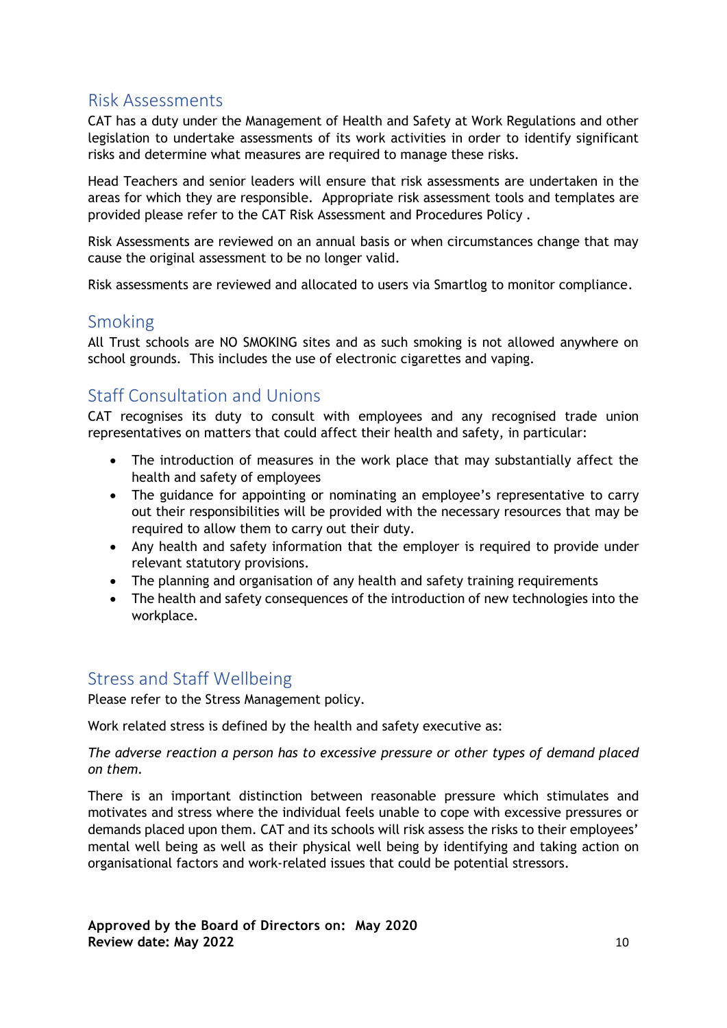## Risk Assessments

CAT has a duty under the Management of Health and Safety at Work Regulations and other legislation to undertake assessments of its work activities in order to identify significant risks and determine what measures are required to manage these risks.

Head Teachers and senior leaders will ensure that risk assessments are undertaken in the areas for which they are responsible. Appropriate risk assessment tools and templates are provided please refer to the CAT Risk Assessment and Procedures Policy .

Risk Assessments are reviewed on an annual basis or when circumstances change that may cause the original assessment to be no longer valid.

Risk assessments are reviewed and allocated to users via Smartlog to monitor compliance.

## Smoking

All Trust schools are NO SMOKING sites and as such smoking is not allowed anywhere on school grounds. This includes the use of electronic cigarettes and vaping.

## Staff Consultation and Unions

CAT recognises its duty to consult with employees and any recognised trade union representatives on matters that could affect their health and safety, in particular:

- The introduction of measures in the work place that may substantially affect the health and safety of employees
- The guidance for appointing or nominating an employee's representative to carry out their responsibilities will be provided with the necessary resources that may be required to allow them to carry out their duty.
- Any health and safety information that the employer is required to provide under relevant statutory provisions.
- The planning and organisation of any health and safety training requirements
- The health and safety consequences of the introduction of new technologies into the workplace.

## Stress and Staff Wellbeing

Please refer to the Stress Management policy.

Work related stress is defined by the health and safety executive as:

*The adverse reaction a person has to excessive pressure or other types of demand placed on them.*

There is an important distinction between reasonable pressure which stimulates and motivates and stress where the individual feels unable to cope with excessive pressures or demands placed upon them. CAT and its schools will risk assess the risks to their employees' mental well being as well as their physical well being by identifying and taking action on organisational factors and work-related issues that could be potential stressors.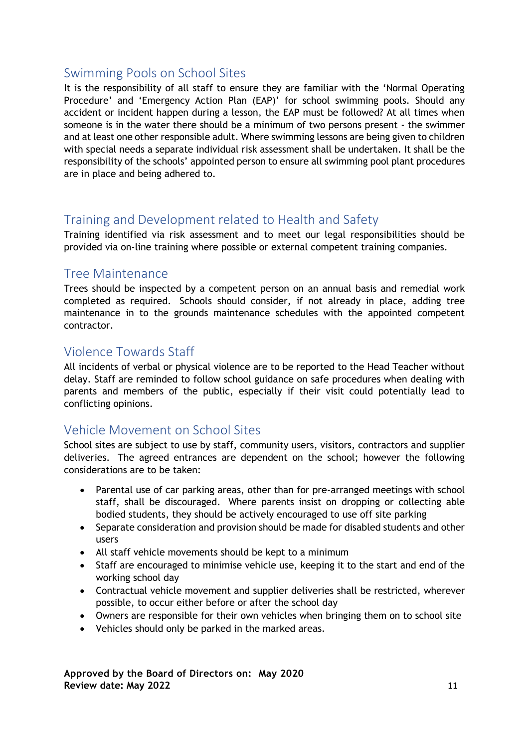## Swimming Pools on School Sites

It is the responsibility of all staff to ensure they are familiar with the 'Normal Operating Procedure' and 'Emergency Action Plan (EAP)' for school swimming pools. Should any accident or incident happen during a lesson, the EAP must be followed? At all times when someone is in the water there should be a minimum of two persons present - the swimmer and at least one other responsible adult. Where swimming lessons are being given to children with special needs a separate individual risk assessment shall be undertaken. It shall be the responsibility of the schools' appointed person to ensure all swimming pool plant procedures are in place and being adhered to.

## Training and Development related to Health and Safety

Training identified via risk assessment and to meet our legal responsibilities should be provided via on-line training where possible or external competent training companies.

## Tree Maintenance

Trees should be inspected by a competent person on an annual basis and remedial work completed as required. Schools should consider, if not already in place, adding tree maintenance in to the grounds maintenance schedules with the appointed competent contractor.

## Violence Towards Staff

All incidents of verbal or physical violence are to be reported to the Head Teacher without delay. Staff are reminded to follow school guidance on safe procedures when dealing with parents and members of the public, especially if their visit could potentially lead to conflicting opinions.

## Vehicle Movement on School Sites

School sites are subject to use by staff, community users, visitors, contractors and supplier deliveries. The agreed entrances are dependent on the school; however the following considerations are to be taken:

- Parental use of car parking areas, other than for pre-arranged meetings with school staff, shall be discouraged. Where parents insist on dropping or collecting able bodied students, they should be actively encouraged to use off site parking
- Separate consideration and provision should be made for disabled students and other users
- All staff vehicle movements should be kept to a minimum
- Staff are encouraged to minimise vehicle use, keeping it to the start and end of the working school day
- Contractual vehicle movement and supplier deliveries shall be restricted, wherever possible, to occur either before or after the school day
- Owners are responsible for their own vehicles when bringing them on to school site
- Vehicles should only be parked in the marked areas.

**Approved by the Board of Directors on: May 2020**
**Review date: May 2022**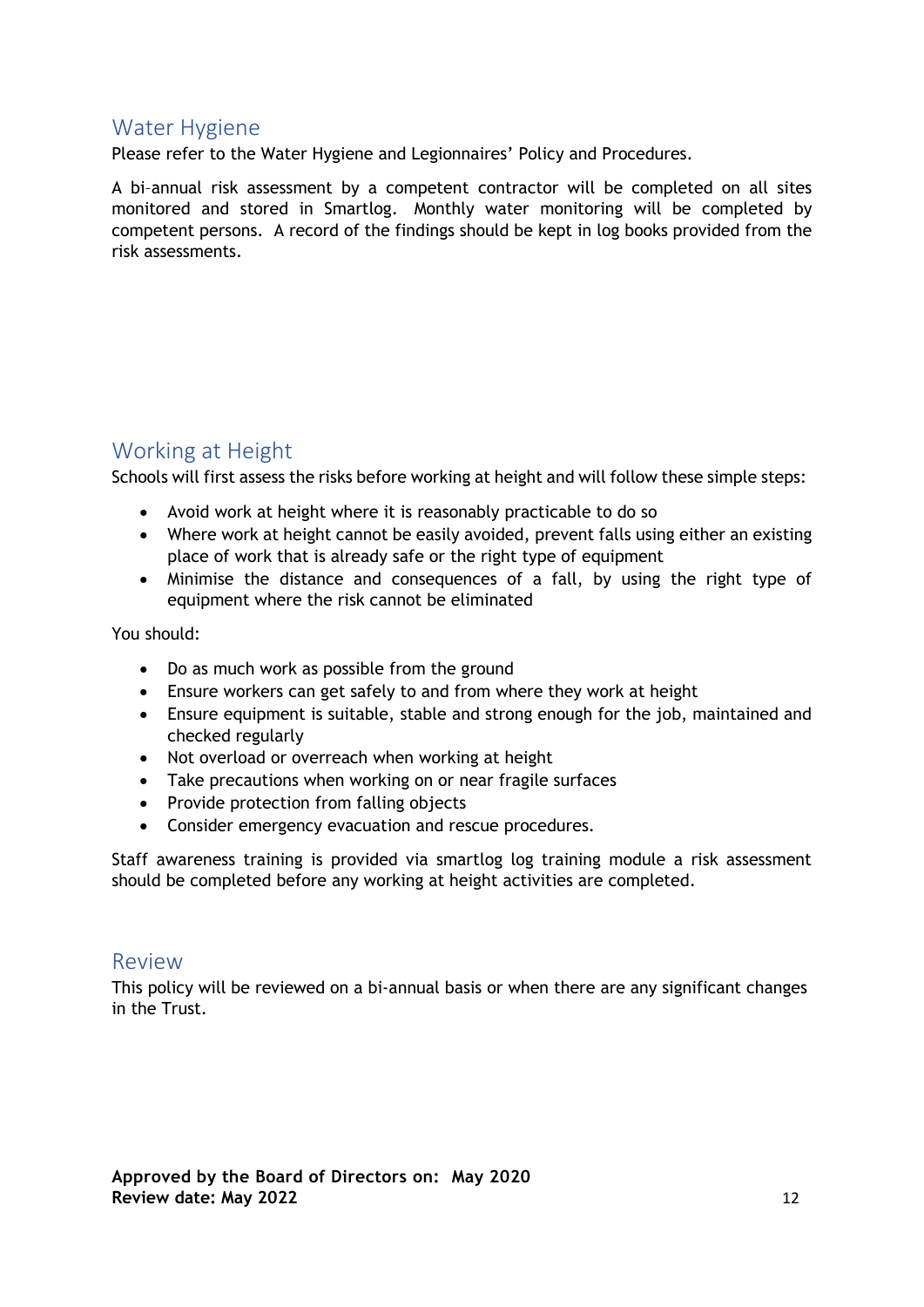## Water Hygiene

Please refer to the Water Hygiene and Legionnaires' Policy and Procedures.

A bi-annual risk assessment by a competent contractor will be completed on all sites monitored and stored in Smartlog. Monthly water monitoring will be completed by competent persons. A record of the findings should be kept in log books provided from the risk assessments.

## Working at Height

Schools will first assess the risks before working at height and will follow these simple steps:

- Avoid work at height where it is reasonably practicable to do so
- Where work at height cannot be easily avoided, prevent falls using either an existing place of work that is already safe or the right type of equipment
- Minimise the distance and consequences of a fall, by using the right type of equipment where the risk cannot be eliminated

You should:

- Do as much work as possible from the ground
- Ensure workers can get safely to and from where they work at height
- Ensure equipment is suitable, stable and strong enough for the job, maintained and checked regularly
- Not overload or overreach when working at height
- Take precautions when working on or near fragile surfaces
- Provide protection from falling objects
- Consider emergency evacuation and rescue procedures.

Staff awareness training is provided via smartlog log training module a risk assessment should be completed before any working at height activities are completed.

## Review

This policy will be reviewed on a bi-annual basis or when there are any significant changes in the Trust.

**Approved by the Board of Directors on: May 2020**
**Review date: May 2022**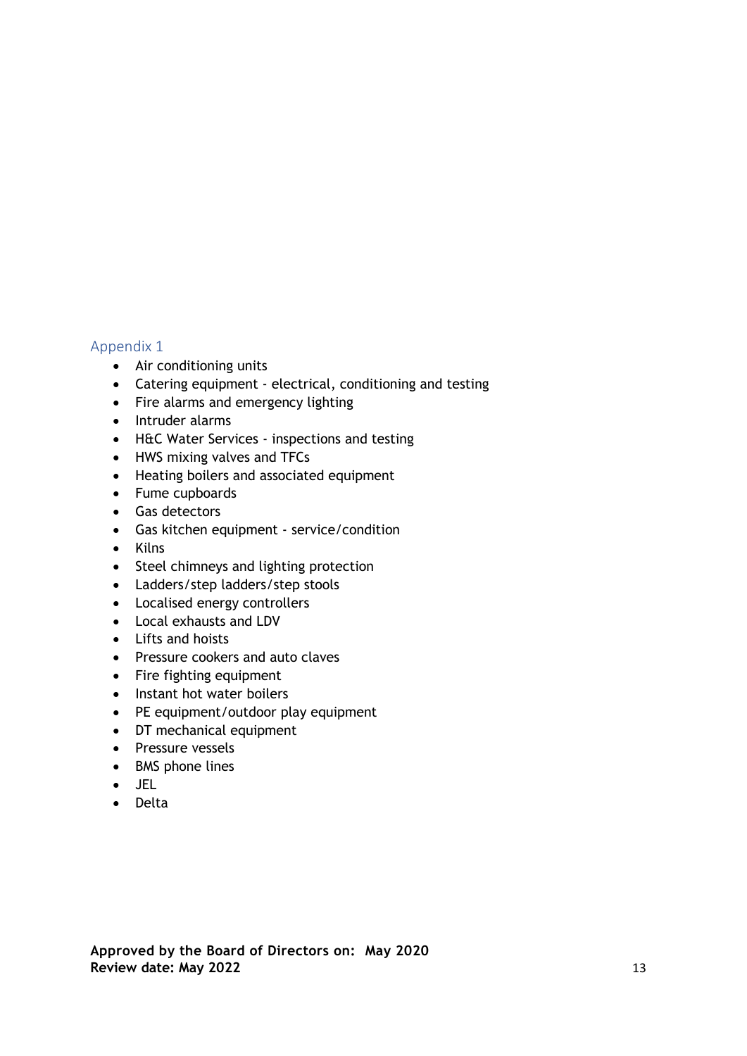## Appendix 1

- Air conditioning units
- Catering equipment - electrical, conditioning and testing
- Fire alarms and emergency lighting
- Intruder alarms
- H&C Water Services - inspections and testing
- HWS mixing valves and TFCs
- Heating boilers and associated equipment
- Fume cupboards
- Gas detectors
- Gas kitchen equipment - service/condition
- Kilns
- Steel chimneys and lighting protection
- Ladders/step ladders/step stools
- Localised energy controllers
- Local exhausts and LDV
- Lifts and hoists
- Pressure cookers and auto claves
- Fire fighting equipment
- Instant hot water boilers
- PE equipment/outdoor play equipment
- DT mechanical equipment
- Pressure vessels
- BMS phone lines
- JEL
- Delta

**Approved by the Board of Directors on: May 2020**
**Review date: May 2022**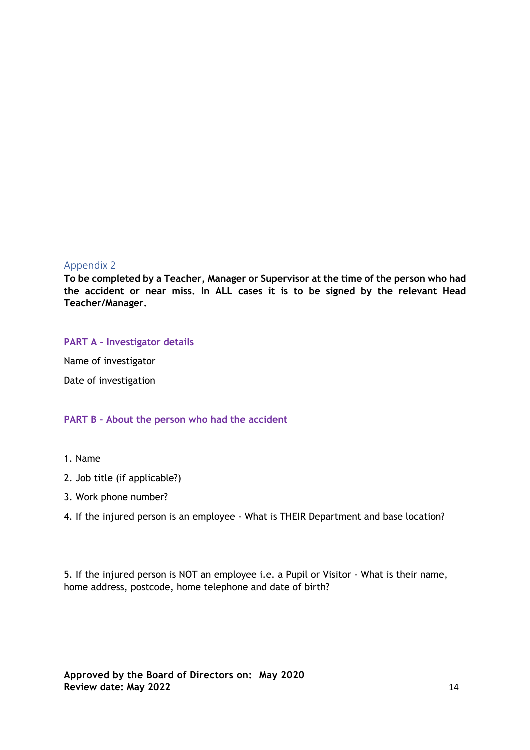## Appendix 2

**To be completed by a Teacher, Manager or Supervisor at the time of the person who had the accident or near miss. In ALL cases it is to be signed by the relevant Head Teacher/Manager.**

### PART A – Investigator details

Name of investigator

Date of investigation

### PART B – About the person who had the accident

1. Name
2. Job title (if applicable?)
3. Work phone number?
4. If the injured person is an employee - What is THEIR Department and base location?

5. If the injured person is NOT an employee i.e. a Pupil or Visitor - What is their name, home address, postcode, home telephone and date of birth?

**Approved by the Board of Directors on: May 2020**
**Review date: May 2022**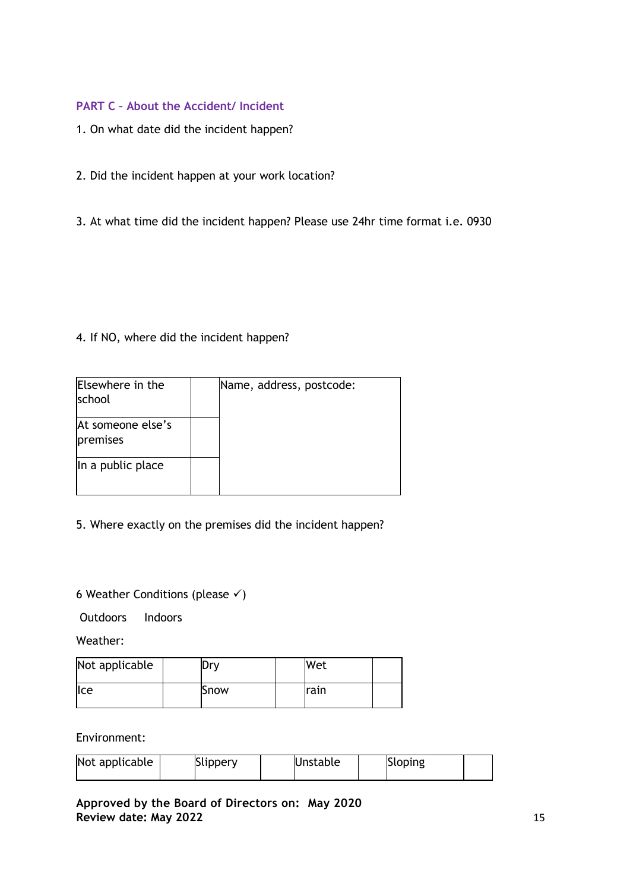### PART C – About the Accident/ Incident

1. On what date did the incident happen?

2. Did the incident happen at your work location?

3. At what time did the incident happen? Please use 24hr time format i.e. 0930

4. If NO, where did the incident happen?

| | | |
|---|---|---|
| Elsewhere in the school | | Name, address, postcode: |
| At someone else's premises | | |
| In a public place | | |

5. Where exactly on the premises did the incident happen?

6 Weather Conditions (please ✓)

Outdoors  Indoors

Weather:

| | | | | | |
|---|---|---|---|---|---|
| Not applicable | | Dry | | Wet | |
| Ice | | Snow | | rain | |

Environment:

| | | | | | | | |
|---|---|---|---|---|---|---|---|
| Not applicable | | Slippery | | Unstable | | Sloping | |

**Approved by the Board of Directors on: May 2020**
**Review date: May 2022**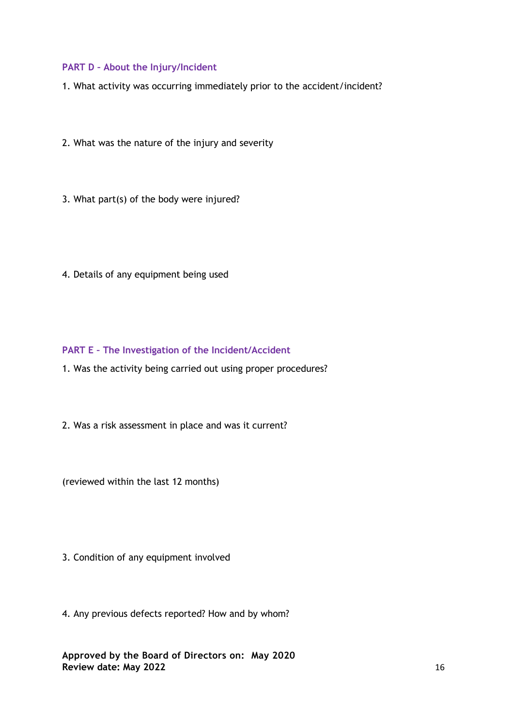### PART D – About the Injury/Incident

1. What activity was occurring immediately prior to the accident/incident?

2. What was the nature of the injury and severity

3. What part(s) of the body were injured?

4. Details of any equipment being used

### PART E – The Investigation of the Incident/Accident

1. Was the activity being carried out using proper procedures?

2. Was a risk assessment in place and was it current?

(reviewed within the last 12 months)

3. Condition of any equipment involved

4. Any previous defects reported? How and by whom?

**Approved by the Board of Directors on: May 2020**
**Review date: May 2022**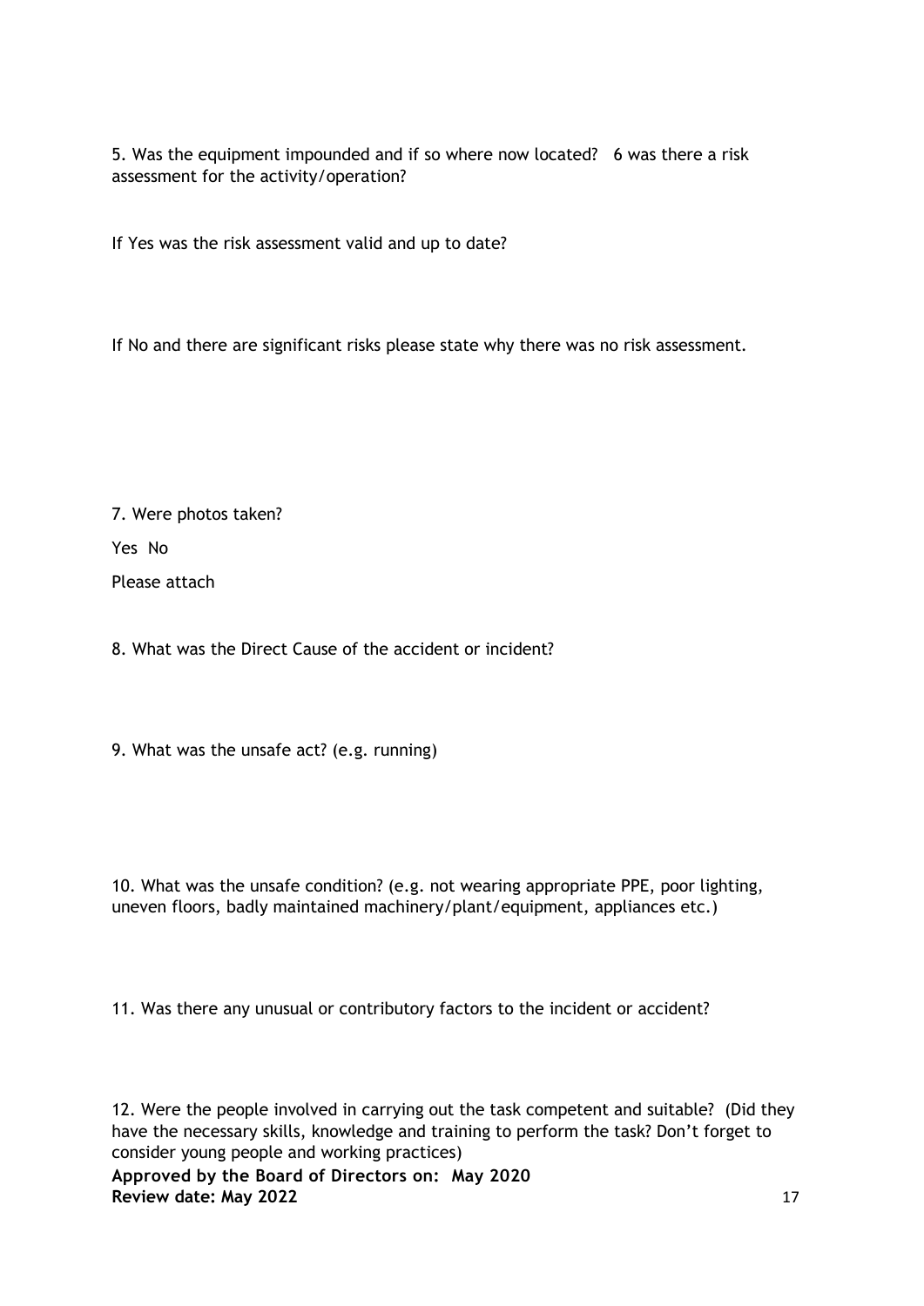5. Was the equipment impounded and if so where now located? 6 was there a risk assessment for the activity/operation?

If Yes was the risk assessment valid and up to date?

If No and there are significant risks please state why there was no risk assessment.

7. Were photos taken?

Yes No

Please attach

8. What was the Direct Cause of the accident or incident?

9. What was the unsafe act? (e.g. running)

10. What was the unsafe condition? (e.g. not wearing appropriate PPE, poor lighting, uneven floors, badly maintained machinery/plant/equipment, appliances etc.)

11. Was there any unusual or contributory factors to the incident or accident?

12. Were the people involved in carrying out the task competent and suitable? (Did they have the necessary skills, knowledge and training to perform the task? Don't forget to consider young people and working practices)

**Approved by the Board of Directors on: May 2020**
**Review date: May 2022**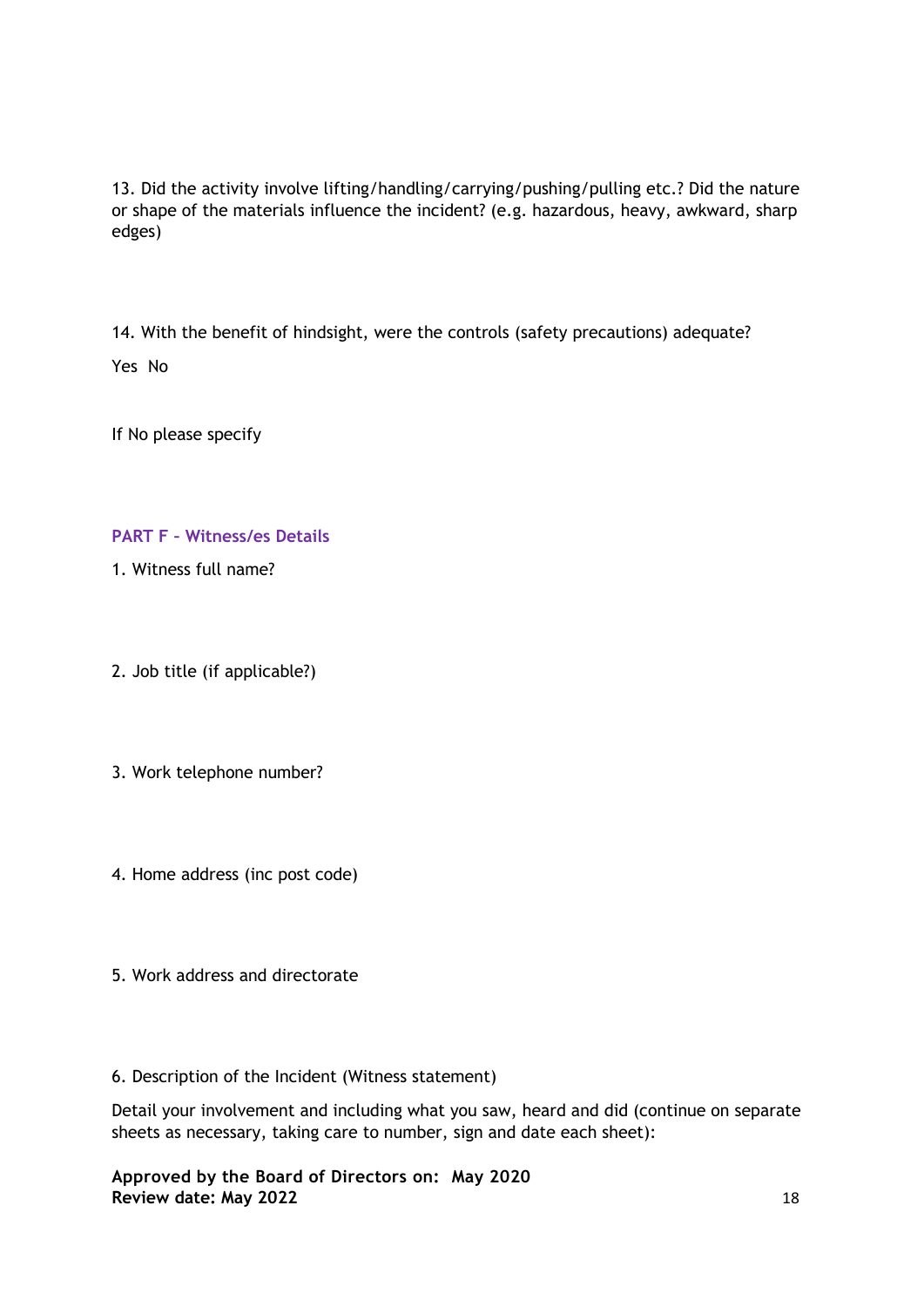13. Did the activity involve lifting/handling/carrying/pushing/pulling etc.? Did the nature or shape of the materials influence the incident? (e.g. hazardous, heavy, awkward, sharp edges)

14. With the benefit of hindsight, were the controls (safety precautions) adequate?

Yes No

If No please specify

### PART F – Witness/es Details

1. Witness full name?

2. Job title (if applicable?)

3. Work telephone number?

4. Home address (inc post code)

5. Work address and directorate

6. Description of the Incident (Witness statement)

Detail your involvement and including what you saw, heard and did (continue on separate sheets as necessary, taking care to number, sign and date each sheet):

**Approved by the Board of Directors on: May 2020**
**Review date: May 2022**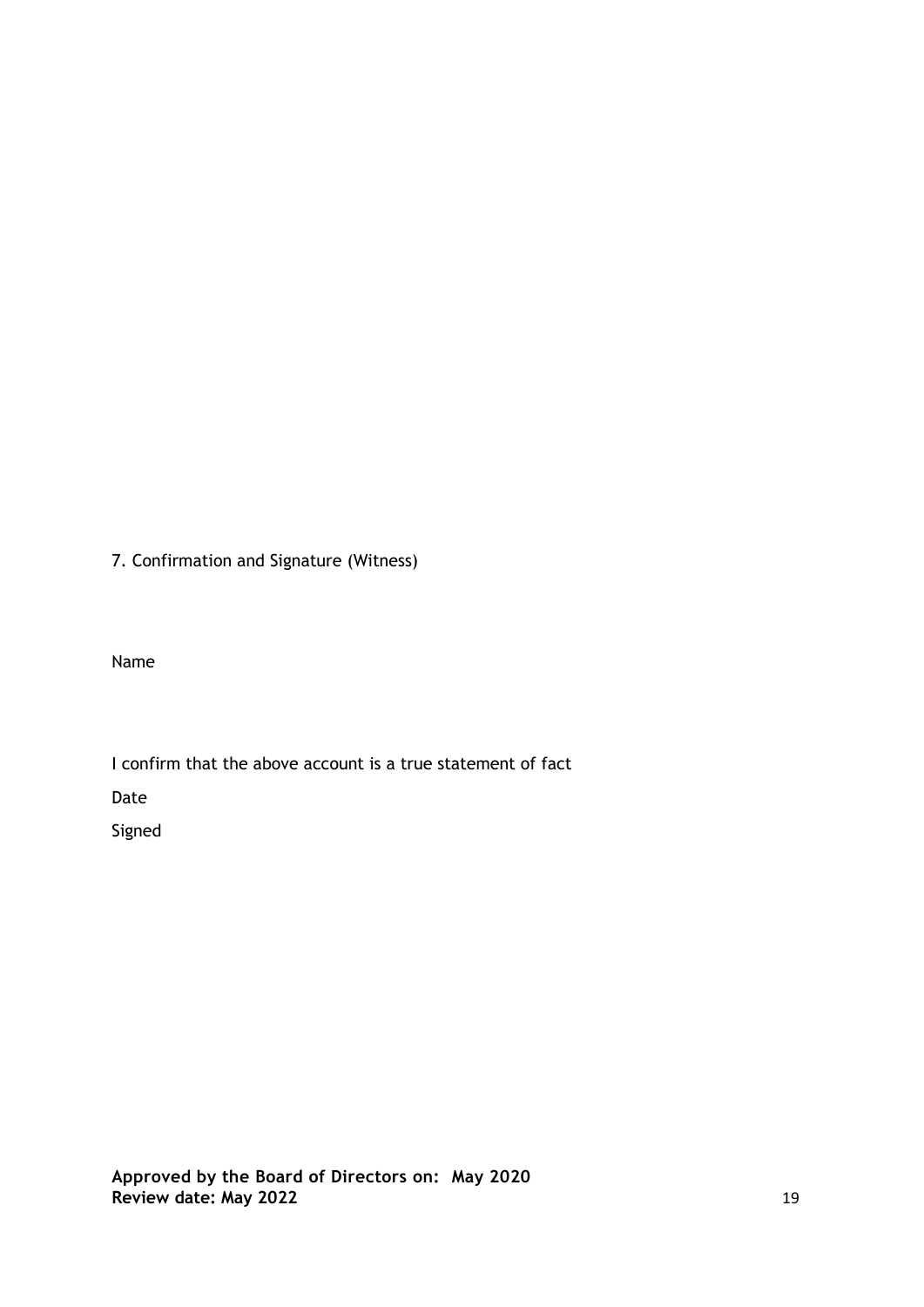7. Confirmation and Signature (Witness)

Name

I confirm that the above account is a true statement of fact

Date

Signed

**Approved by the Board of Directors on: May 2020**
**Review date: May 2022**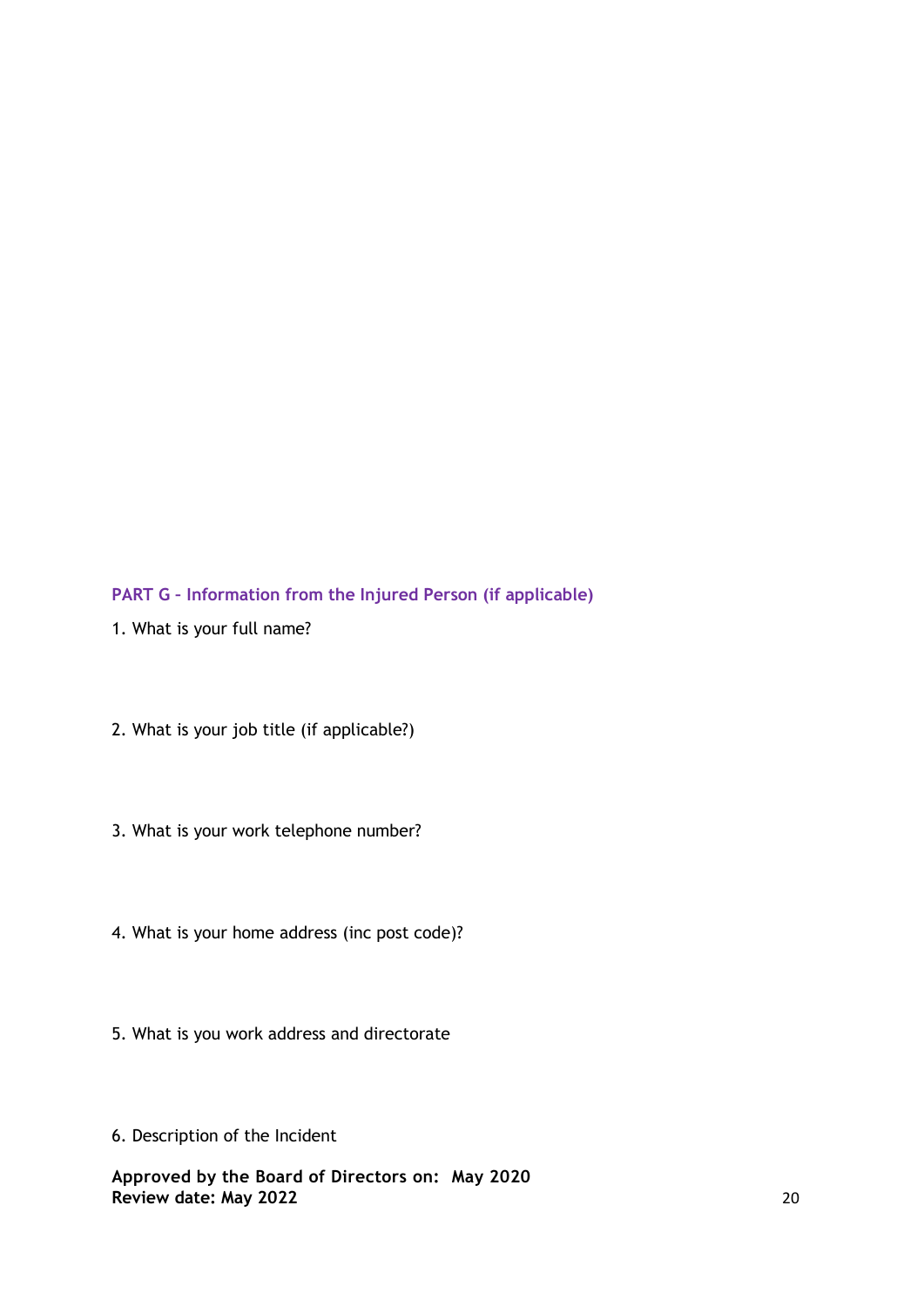## PART G – Information from the Injured Person (if applicable)

1. What is your full name?

2. What is your job title (if applicable?)

3. What is your work telephone number?

4. What is your home address (inc post code)?

5. What is you work address and directorate

6. Description of the Incident

**Approved by the Board of Directors on: May 2020**
**Review date: May 2022**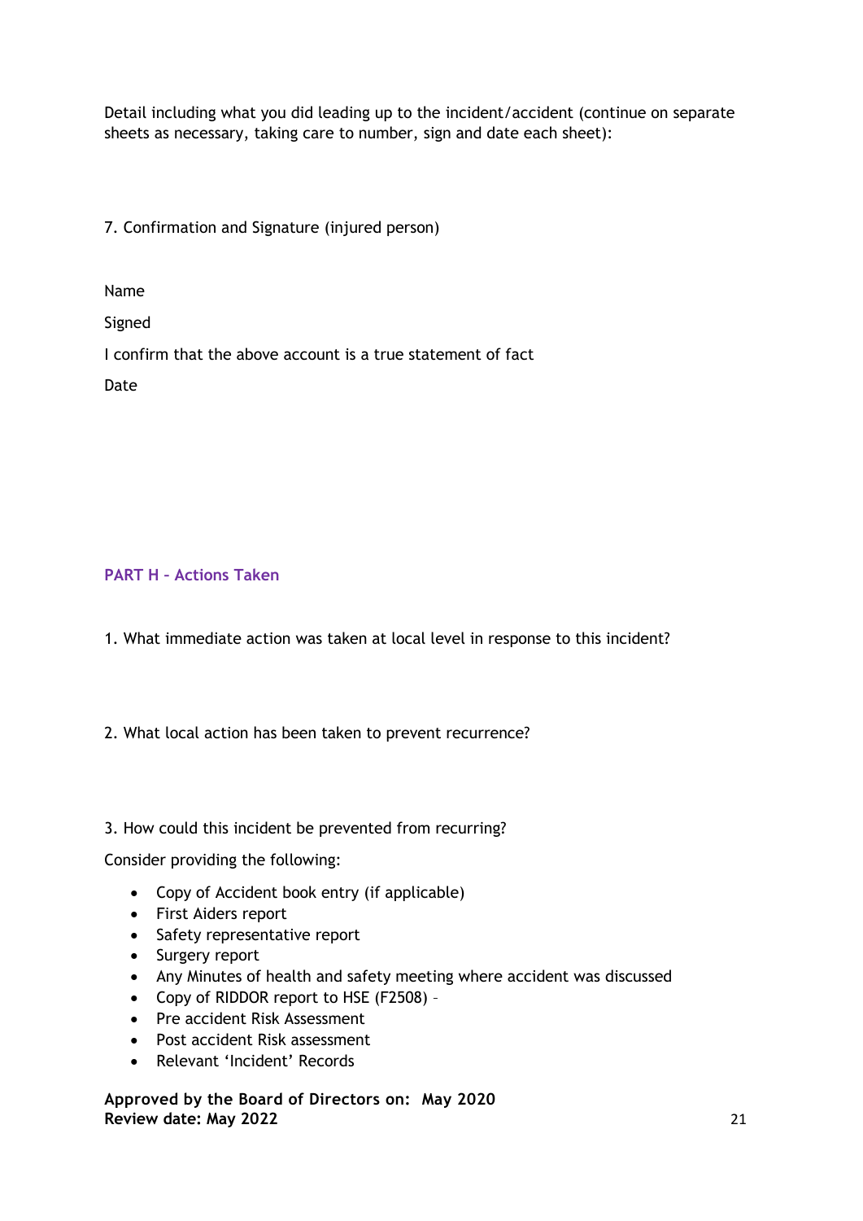Detail including what you did leading up to the incident/accident (continue on separate sheets as necessary, taking care to number, sign and date each sheet):

7. Confirmation and Signature (injured person)

Name

Signed

I confirm that the above account is a true statement of fact

Date

## PART H – Actions Taken

1. What immediate action was taken at local level in response to this incident?

2. What local action has been taken to prevent recurrence?

3. How could this incident be prevented from recurring?

Consider providing the following:

- Copy of Accident book entry (if applicable)
- First Aiders report
- Safety representative report
- Surgery report
- Any Minutes of health and safety meeting where accident was discussed
- Copy of RIDDOR report to HSE (F2508) –
- Pre accident Risk Assessment
- Post accident Risk assessment
- Relevant 'Incident' Records

**Approved by the Board of Directors on: May 2020**
**Review date: May 2022**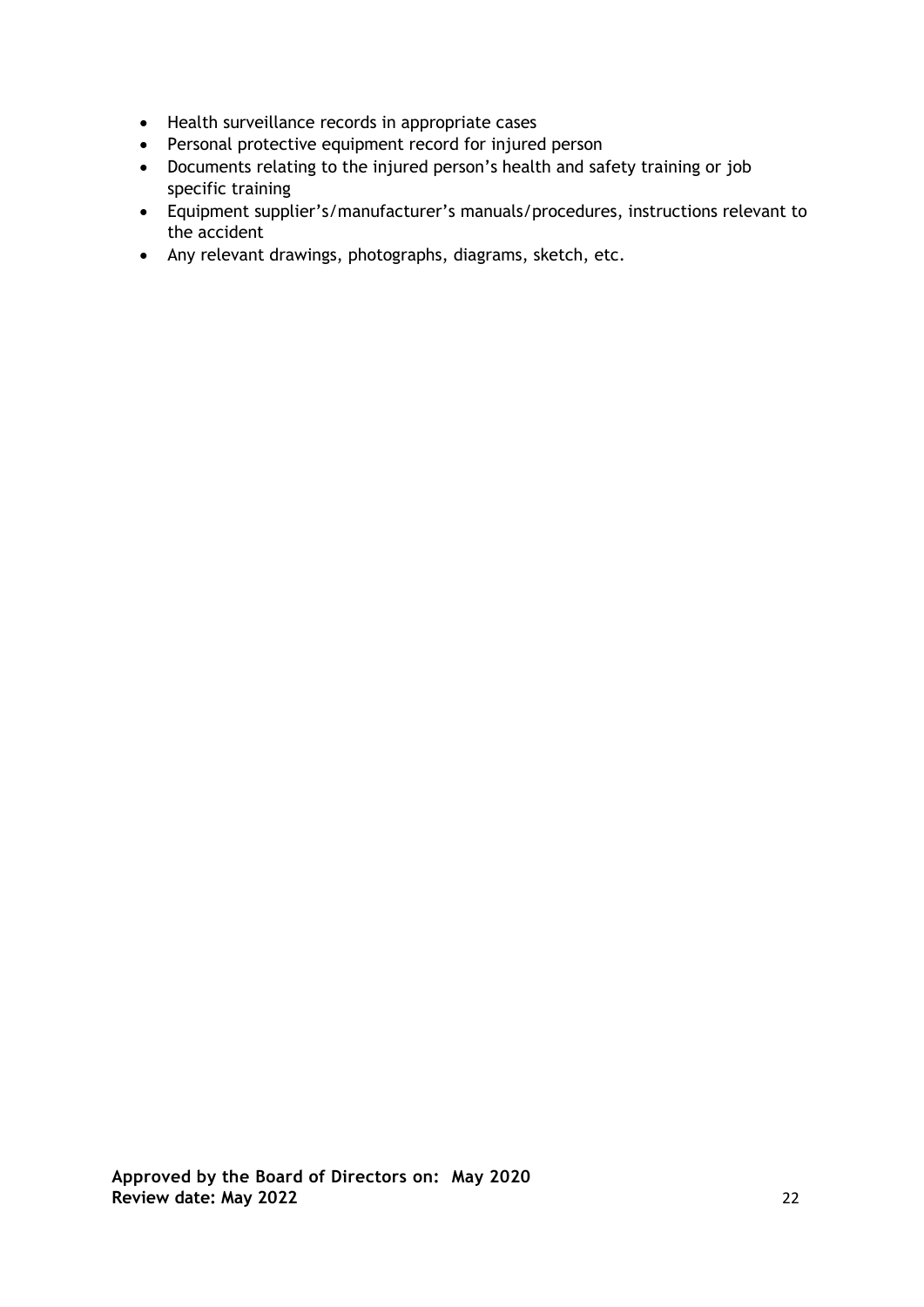- Health surveillance records in appropriate cases
- Personal protective equipment record for injured person
- Documents relating to the injured person's health and safety training or job specific training
- Equipment supplier's/manufacturer's manuals/procedures, instructions relevant to the accident
- Any relevant drawings, photographs, diagrams, sketch, etc.